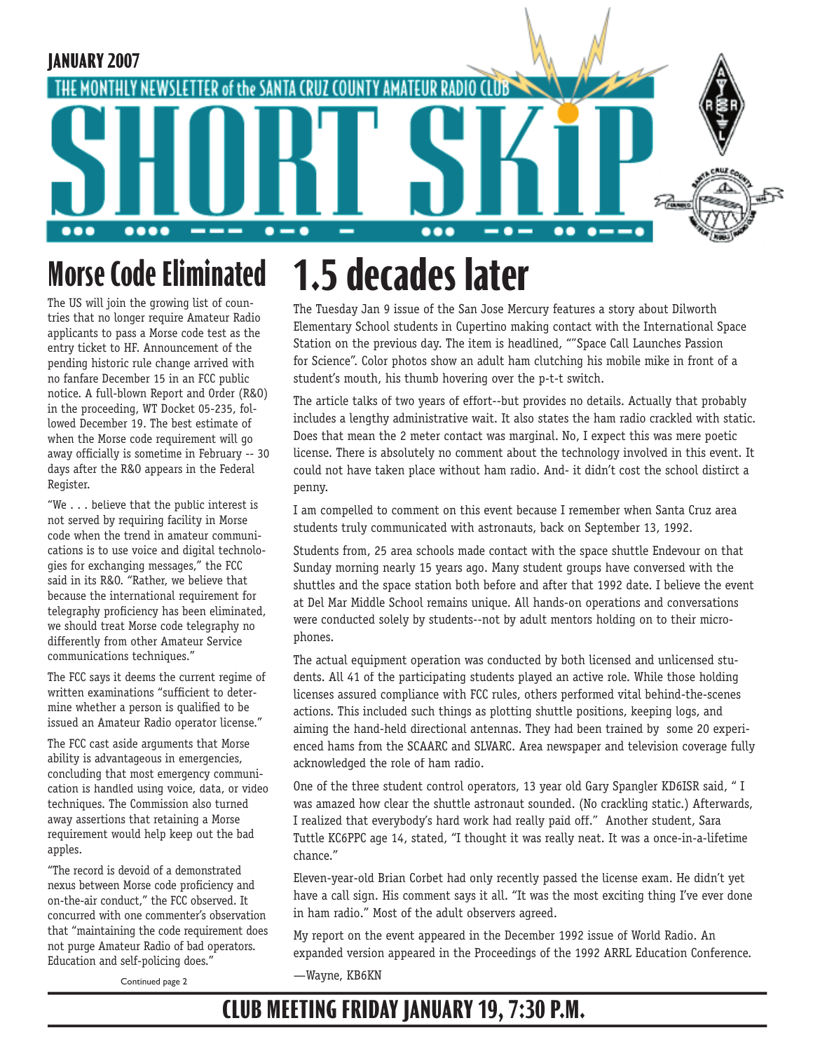JANUARY 2007

THE MONTHLY NEWSLETTER of the SANTA CRUZ COUNTY AMATEUR RADIO CLUB

# SHORT SKiP

## Morse Code Eliminated

The US will join the growing list of countries that no longer require Amateur Radio applicants to pass a Morse code test as the entry ticket to HF. Announcement of the pending historic rule change arrived with no fanfare December 15 in an FCC public notice. A full-blown Report and Order (R&O) in the proceeding, WT Docket 05-235, followed December 19. The best estimate of when the Morse code requirement will go away officially is sometime in February -- 30 days after the R&O appears in the Federal Register.

"We . . . believe that the public interest is not served by requiring facility in Morse code when the trend in amateur communications is to use voice and digital technologies for exchanging messages," the FCC said in its R&O. "Rather, we believe that because the international requirement for telegraphy proficiency has been eliminated, we should treat Morse code telegraphy no differently from other Amateur Service communications techniques."

The FCC says it deems the current regime of written examinations "sufficient to determine whether a person is qualified to be issued an Amateur Radio operator license."

The FCC cast aside arguments that Morse ability is advantageous in emergencies, concluding that most emergency communication is handled using voice, data, or video techniques. The Commission also turned away assertions that retaining a Morse requirement would help keep out the bad apples.

"The record is devoid of a demonstrated nexus between Morse proficiency and on-the-air conduct," the FCC observed. It concurred with one commenter's observation that "maintaining the code requirement does not purge Amateur Radio of bad operators. Education and self-policing does."

Continued page 2

## 1.5 decades later

The Tuesday Jan 9 issue of the San Jose Mercury features a story about Dilworth Elementary School students in Cupertino making contact with the International Space Station on the previous day. The item is headlined, ""Space Call Launches Passion for Science". Color photos show an adult ham clutching his mobile mike in front of a student's mouth, his thumb hovering over the p-t-t switch.

The article talks of two years of effort--but provides no details. Actually that probably includes a lengthy administrative wait. It also states the ham radio crackled with static. Does that mean the 2 meter contact was marginal. No, I expect this was mere poetic license. There is absolutely no comment about the technology involved in this event. It could not have taken place without ham radio. And- it didn't cost the school distirct a penny.

I am compelled to comment on this event because I remember when Santa Cruz area students truly communicated with astronauts, back on September 13, 1992.

Students from, 25 area schools made contact with the space shuttle Endevour on that Sunday morning nearly 15 years ago. Many student groups have conversed with the shuttles and the space station both before and after that 1992 date. I believe the event at Del Mar Middle School remains unique. All hands-on operations and conversations were conducted solely by students--not by adult mentors holding on to their microphones.

The actual equipment operation was conducted by both licensed and unlicensed students. All 41 of the participating students played an active role. While those holding licenses assured compliance with FCC rules, others performed vital behind-the-scenes actions. This included such things as plotting shuttle positions, keeping logs, and aiming the hand-held directional antennas. They had been trained by some 20 experienced hams from the SCAARC and SLVARC. Area newspaper and television coverage fully acknowledged the role of ham radio.

One of the three student control operators, 13 year old Gary Spangler KD6ISR said, " I was amazed how clear the shuttle astronaut sounded. (No crackling static.) Afterwards, I realized that everybody's hard work had really paid off." Another student, Sara Tuttle KC6PPC age 14, stated, "I thought it was really neat. It was a once-in-a-lifetime chance."

Eleven-year-old Brian Corbet had only recently passed the license exam. He didn't yet have a call sign. His comment says it all. "It was the most exciting thing I've ever done in ham radio." Most of the adult observers agreed.

My report on the event appeared in the December 1992 issue of World Radio. An expanded version appeared in the Proceedings of the 1992 ARRL Education Conference.

—Wayne, KB6KN

## CLUB MEETING FRIDAY JANUARY 19, 7:30 P.M.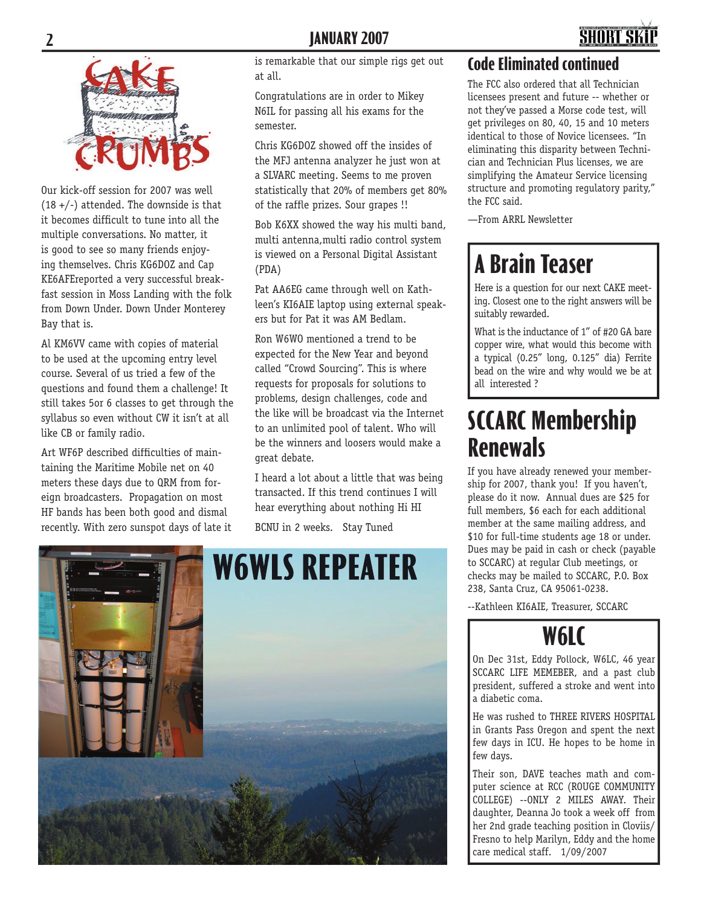# CAKE CRUMBS

Our kick-off session for 2007 was well (18 +/-) attended. The downside is that it becomes difficult to tune into all the multiple conversations. No matter, it is good to see so many friends enjoying themselves. Chris KG6DOZ and Cap KE6AFEreported a very successful breakfast session in Moss Landing with the folk from Down Under. Down Under Monterey Bay that is.

Al KM6VV came with copies of material to be used at the upcoming entry level course. Several of us tried a few of the questions and found them a challenge! It still takes 5or 6 classes to get through the syllabus so even without CW it isn't at all like CB or family radio.

Art WF6P described difficulties of maintaining the Maritime Mobile net on 40 meters these days due to QRM from foreign broadcasters. Propagation on most HF bands has been both good and dismal recently. With zero sunspot days of late it is remarkable that our simple rigs get out at all.

Congratulations are in order to Mikey N6IL for passing all his exams for the semester.

Chris KG6DOZ showed off the insides of the MFJ antenna analyzer he just won at a SLVARC meeting. Seems to me proven statistically that 20% of members get 80% of the raffle prizes. Sour grapes !!

Bob K6XX showed the way his multi band, multi antenna,multi radio control system is viewed on a Personal Digital Assistant (PDA)

Pat AA6EG came through well on Kathleen's KI6AIE laptop using external speakers but for Pat it was AM Bedlam.

Ron W6WO mentioned a trend to be expected for the New Year and beyond called "Crowd Sourcing". This is where requests for proposals for solutions to problems, design challenges, code and the like will be broadcast via the Internet to an unlimited pool of talent. Who will be the winners and loosers would make a great debate.

I heard a lot about a little that was being transacted. If this trend continues I will hear everything about nothing Hi HI

BCNU in 2 weeks. Stay Tuned

# W6WLS REPEATER

## Code Eliminated continued

The FCC also ordered that all Technician licensees present and future -- whether or not they've passed a Morse code test, will get privileges on 80, 40, 15 and 10 meters identical to those of Novice licensees. "In eliminating this disparity between Technician and Technician Plus licenses, we are simplifying the Amateur Service licensing structure and promoting regulatory parity," the FCC said.

—From ARRL Newsletter

# A Brain Teaser

Here is a question for our next CAKE meeting. Closest one to the right answers will be suitably rewarded.

What is the inductance of 1" of #20 GA bare copper wire, what would this become with a typical (0.25" long, 0.125" dia) Ferrite bead on the wire and why would we be at all interested ?

# SCCARC Membership Renewals

If you have already renewed your membership for 2007, thank you! If you haven't, please do it now. Annual dues are $25 for full members, $6 each for each additional member at the same mailing address, and $10 for full-time students age 18 or under. Dues may be paid in cash or check (payable to SCCARC) at regular Club meetings, or checks may be mailed to SCCARC, P.O. Box 238, Santa Cruz, CA 95061-0238.

--Kathleen KI6AIE, Treasurer, SCCARC

# W6LC

On Dec 31st, Eddy Pollock, W6LC, 46 year SCCARC LIFE MEMEBER, and a past club president, suffered a stroke and went into a diabetic coma.

He was rushed to THREE RIVERS HOSPITAL in Grants Pass Oregon and spent the next few days in ICU. He hopes to be home in few days.

Their son, DAVE teaches math and computer science at RCC (ROUGE COMMUNITY COLLEGE) --ONLY 2 MILES AWAY. Their daughter, Deanna Jo took a week off from her 2nd grade teaching position in Cloviis/ Fresno to help Marilyn, Eddy and the home care medical staff. 1/09/2007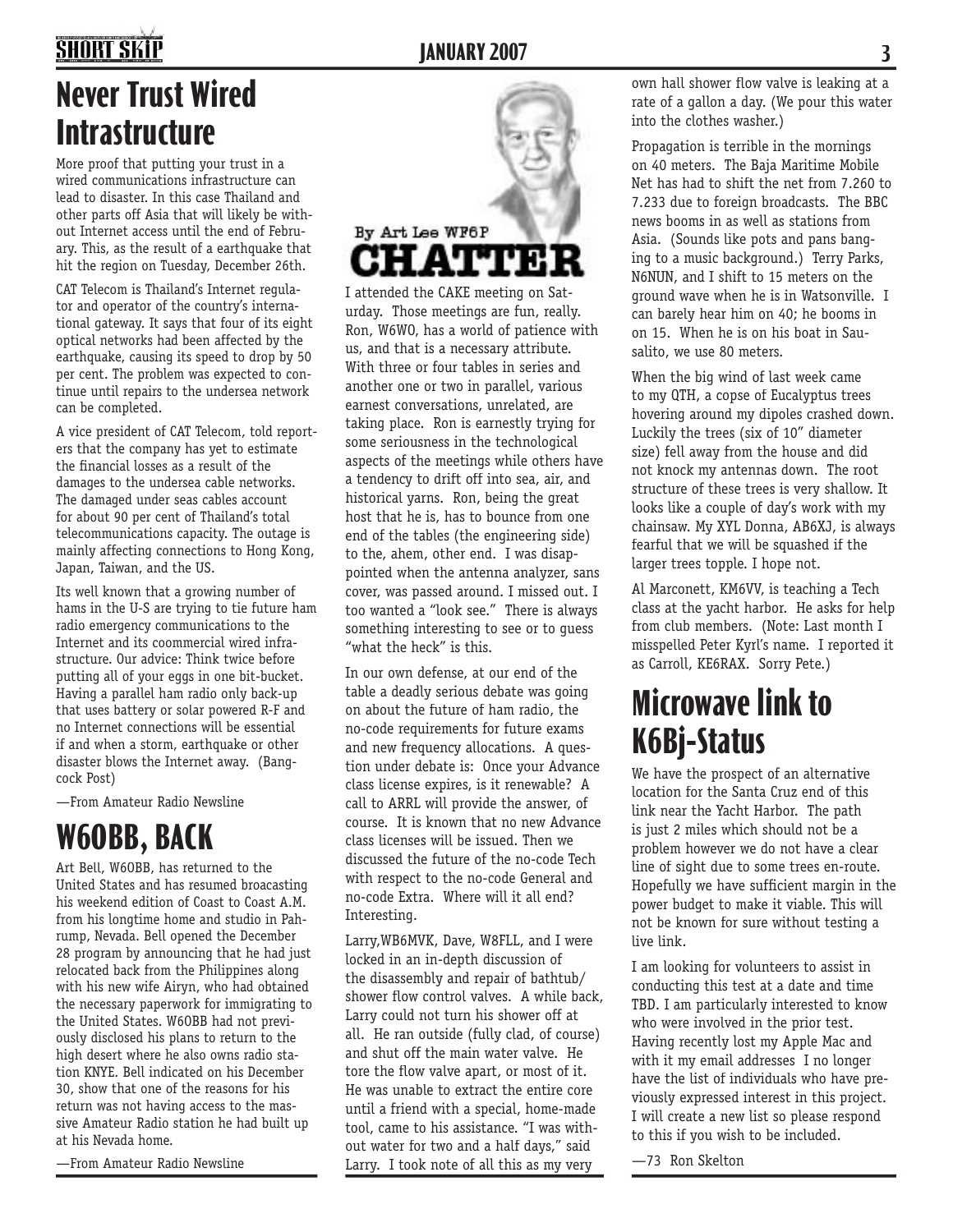# Never Trust Wired Intrastructure

More proof that putting your trust in a wired communications infrastructure can lead to disaster. In this case Thailand and other parts off Asia that will likely be without Internet access until the end of February. This, as the result of a earthquake that hit the region on Tuesday, December 26th.

CAT Telecom is Thailand's Internet regulator and operator of the country's international gateway. It says that four of its eight optical networks had been affected by the earthquake, causing its speed to drop by 50 per cent. The problem was expected to continue until repairs to the undersea network can be completed.

A vice president of CAT Telecom, told reporters that the company has yet to estimate the financial losses as a result of the damages to the undersea cable networks. The damaged under seas cables account for about 90 per cent of Thailand's total telecommunications capacity. The outage is mainly affecting connections to Hong Kong, Japan, Taiwan, and the US.

Its well known that a growing number of hams in the U-S are trying to tie future ham radio emergency communications to the Internet and its coommercial wired infrastructure. Our advice: Think twice before putting all of your eggs in one bit-bucket. Having a parallel ham radio only back-up that uses battery or solar powered R-F and no Internet connections will be essential if and when a storm, earthquake or other disaster blows the Internet away. (Bangcock Post)

—From Amateur Radio Newsline

# W6OBB, BACK

Art Bell, W6OBB, has returned to the United States and has resumed broacasting his weekend edition of Coast to Coast A.M. from his longtime home and studio in Pahrump, Nevada. Bell opened the December 28 program by announcing that he had just relocated back from the Philippines along with his new wife Airyn, who had obtained the necessary paperwork for immigrating to the United States. W6OBB had not previously disclosed his plans to return to the high desert where he also owns radio station KNYE. Bell indicated on his December 30, show that one of the reasons for his return was not having access to the massive Amateur Radio station he had built up at his Nevada home.

—From Amateur Radio Newsline

# CHATTER

By Art Lee WF6P

I attended the CAKE meeting on Saturday. Those meetings are fun, really. Ron, W6WO, has a world of patience with us, and that is a necessary attribute. With three or four tables in series and another one or two in parallel, various earnest conversations, unrelated, are taking place. Ron is earnestly trying for some seriousness in the technological aspects of the meetings while others have a tendency to drift off into sea, air, and historical yarns. Ron, being the great host that he is, has to bounce from one end of the tables (the engineering side) to the, ahem, other end. I was disappointed when the antenna analyzer, sans cover, was passed around. I missed out. I too wanted a "look see." There is always something interesting to see or to guess "what the heck" is this.

In our own defense, at our end of the table a deadly serious debate was going on about the future of ham radio, the no-code requirements for future exams and new frequency allocations. A question under debate is: Once your Advance class license expires, is it renewable? A call to ARRL will provide the answer, of course. It is known that no new Advance class licenses will be issued. Then we discussed the future of the no-code Tech with respect to the no-code General and no-code Extra. Where will it all end? Interesting.

Larry,WB6MVK, Dave, W8FLL, and I were locked in an in-depth discussion of the disassembly and repair of bathtub/shower flow control valves. A while back, Larry could not turn his shower off at all. He ran outside (fully clad, of course) and shut off the main water valve. He tore the flow valve apart, or most of it. He was unable to extract the entire core until a friend with a special, home-made tool, came to his assistance. "I was without water for two and a half days," said Larry. I took note of all this as my very own hall shower flow valve is leaking at a rate of a gallon a day. (We pour this water into the clothes washer.)

Propagation is terrible in the mornings on 40 meters. The Baja Maritime Mobile Net has had to shift the net from 7.260 to 7.233 due to foreign broadcasts. The BBC news booms in as well as stations from Asia. (Sounds like pots and pans banging to a music background.) Terry Parks, N6NUN, and I shift to 15 meters on the ground wave when he is in Watsonville. I can barely hear him on 40; he booms in on 15. When he is on his boat in Sausalito, we use 80 meters.

When the big wind of last week came to my QTH, a copse of Eucalyptus trees hovering around my dipoles crashed down. Luckily the trees (six of 10" diameter size) fell away from the house and did not knock my antennas down. The root structure of these trees is very shallow. It looks like a couple of day's work with my chainsaw. My XYL Donna, AB6XJ, is always fearful that we will be squashed if the larger trees topple. I hope not.

Al Marconett, KM6VV, is teaching a Tech class at the yacht harbor. He asks for help from club members. (Note: Last month I misspelled Peter Kyrl's name. I reported it as Carroll, KE6RAX. Sorry Pete.)

# Microwave link to K6Bj-Status

We have the prospect of an alternative location for the Santa Cruz end of this link near the Yacht Harbor. The path is just 2 miles which should not be a problem however we do not have a clear line of sight due to some trees en-route. Hopefully we have sufficient margin in the power budget to make it viable. This will not be known for sure without testing a live link.

I am looking for volunteers to assist in conducting this test at a date and time TBD. I am particularly interested to know who were involved in the prior test. Having recently lost my Apple Mac and with it my email addresses I no longer have the list of individuals who have previously expressed interest in this project. I will create a new list so please respond to this if you wish to be included.

—73 Ron Skelton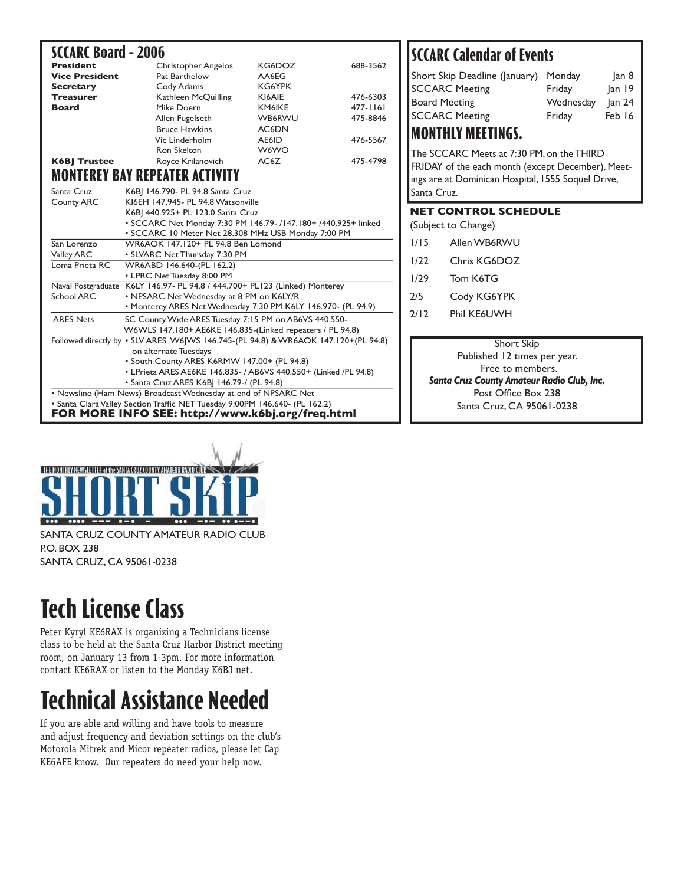## SCCARC Board - 2006

| | | | |
|---|---|---|---|
| **President** | Christopher Angelos | KG6DOZ | 688-3562 |
| **Vice President** | Pat Barthelow | AA6EG | |
| **Secretary** | Cody Adams | KG6YPK | |
| **Treasurer** | Kathleen McQuilling | KI6AIE | 476-6303 |
| **Board** | Mike Doern | KM6IKE | 477-1161 |
| | Allen Fugelseth | WB6RWU | 475-8846 |
| | Bruce Hawkins | AC6DN | |
| | Vic Linderholm | AE6ID | 476-5567 |
| | Ron Skelton | W6WO | |
| **K6BJ Trustee** | Royce Krilanovich | AC6Z | 475-4798 |

## MONTEREY BAY REPEATER ACTIVITY

| | |
|---|---|
| Santa Cruz County ARC | K6BJ 146.790- PL 94.8 Santa Cruz<br>KI6EH 147.945- PL 94.8 Watsonville<br>K6BJ 440.925+ PL 123.0 Santa Cruz<br>• SCCARC Net Monday 7:30 PM 146.79- /147.180+ /440.925+ linked<br>• SCCARC 10 Meter Net 28.308 MHz USB Monday 7:00 PM |
| San Lorenzo Valley ARC | WR6AOK 147.120+ PL 94.8 Ben Lomond<br>• SLVARC Net Thursday 7:30 PM |
| Loma Prieta RC | WR6ABD 146.640-(PL 162.2)<br>• LPRC Net Tuesday 8:00 PM |
| Naval Postgraduate School ARC | K6LY 146.97- PL 94.8 / 444.700+ PL123 (Linked) Monterey<br>• NPSARC Net Wednesday at 8 PM on K6LY/R<br>• Monterey ARES Net Wednesday 7:30 PM K6LY 146.970- (PL 94.9) |
| ARES Nets | SC County Wide ARES Tuesday 7:15 PM on AB6VS 440.550-<br>W6WLS 147.180+ AE6KE 146.835-(Linked repeaters / PL 94.8) |
| Followed directly by | • SLV ARES W6JWS 146.745-(PL 94.8) & WR6AOK 147.120+(PL 94.8) on alternate Tuesdays<br>• South County ARES K6RMW 147.00+ (PL 94.8)<br>• LPrieta ARES AE6KE 146.835- / AB6VS 440.550+ (Linked /PL 94.8)<br>• Santa Cruz ARES K6BJ 146.79-/ (PL 94.8) |

• Newsline (Ham News) Broadcast Wednesday at end of NPSARC Net
• Santa Clara Valley Section Traffic NET Tuesday 9:00PM 146.640- (PL 162.2)

**FOR MORE INFO SEE: http://www.k6bj.org/freq.html**

## SCCARC Calendar of Events

| | | |
|---|---|---|
| Short Skip Deadline (January) | Monday | Jan 8 |
| SCCARC Meeting | Friday | Jan 19 |
| Board Meeting | Wednesday | Jan 24 |
| SCCARC Meeting | Friday | Feb 16 |

## MONTHLY MEETINGS.

The SCCARC Meets at 7:30 PM, on the THIRD FRIDAY of the each month (except December). Meetings are at Dominican Hospital, 1555 Soquel Drive, Santa Cruz.

### NET CONTROL SCHEDULE

(Subject to Change)

| | |
|---|---|
| 1/15 | Allen WB6RWU |
| 1/22 | Chris KG6DOZ |
| 1/29 | Tom K6TG |
| 2/5 | Cody KG6YPK |
| 2/12 | Phil KE6UWH |

Short Skip
Published 12 times per year.
Free to members.
***Santa Cruz County Amateur Radio Club, Inc.***
Post Office Box 238
Santa Cruz, CA 95061-0238

THE MONTHLY NEWSLETTER of the SANTA CRUZ COUNTY AMATEUR RADIO CLUB

SHORT SKiP

SANTA CRUZ COUNTY AMATEUR RADIO CLUB
P.O. BOX 238
SANTA CRUZ, CA 95061-0238

# Tech License Class

Peter Kyryl KE6RAX is organizing a Technicians license class to be held at the Santa Cruz Harbor District meeting room, on January 13 from 1-3pm. For more information contact KE6RAX or listen to the Monday K6BJ net.

# Technical Assistance Needed

If you are able and willing and have tools to measure and adjust frequency and deviation settings on the club's Motorola Mitrek and Micor repeater radios, please let Cap KE6AFE know. Our repeaters do need your help now.